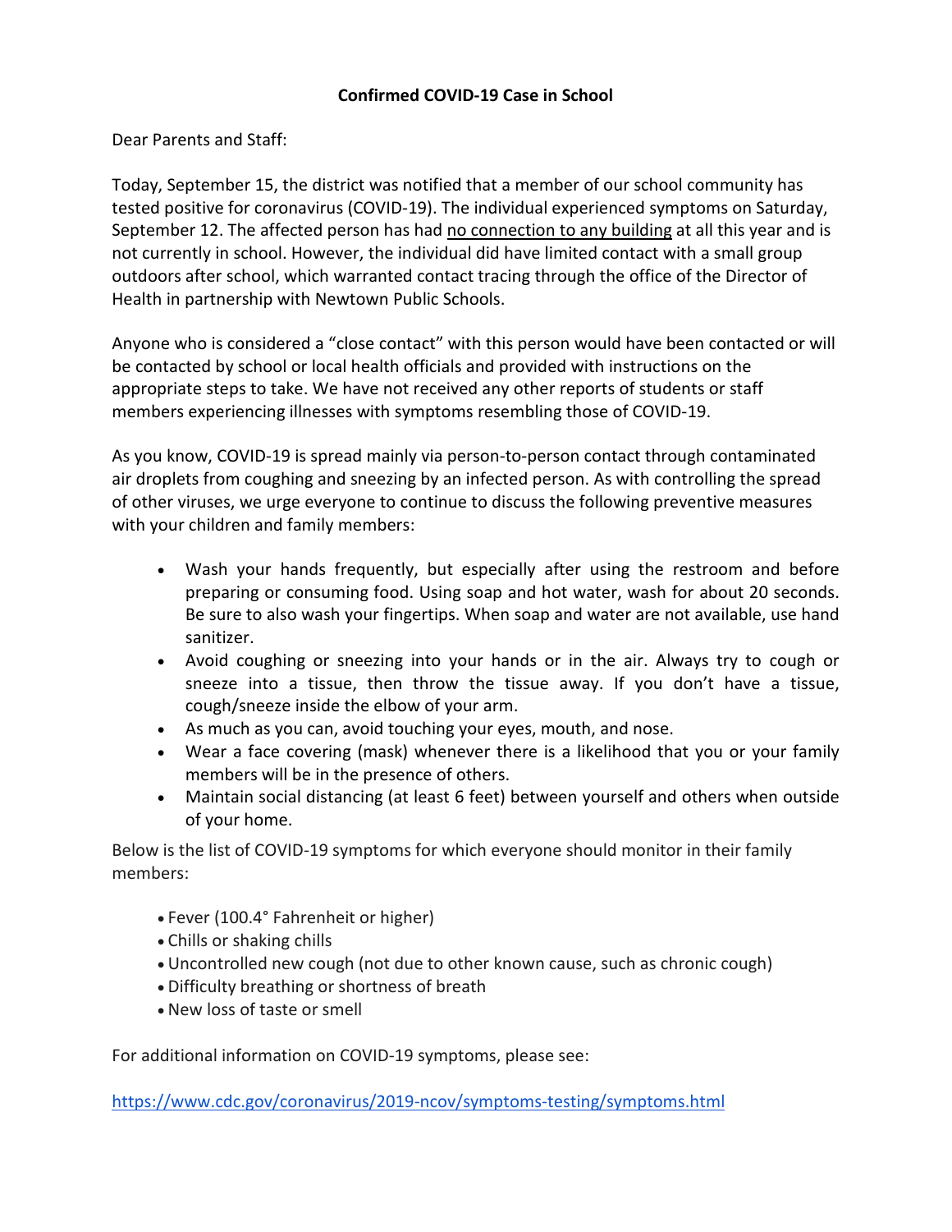**Confirmed COVID-19 Case in School**

Dear Parents and Staff:

Today, September 15, the district was notified that a member of our school community has tested positive for coronavirus (COVID-19). The individual experienced symptoms on Saturday, September 12. The affected person has had <u>no connection to any building</u> at all this year and is not currently in school. However, the individual did have limited contact with a small group outdoors after school, which warranted contact tracing through the office of the Director of Health in partnership with Newtown Public Schools.

Anyone who is considered a "close contact" with this person would have been contacted or will be contacted by school or local health officials and provided with instructions on the appropriate steps to take. We have not received any other reports of students or staff members experiencing illnesses with symptoms resembling those of COVID-19.

As you know, COVID-19 is spread mainly via person-to-person contact through contaminated air droplets from coughing and sneezing by an infected person. As with controlling the spread of other viruses, we urge everyone to continue to discuss the following preventive measures with your children and family members:

- Wash your hands frequently, but especially after using the restroom and before preparing or consuming food. Using soap and hot water, wash for about 20 seconds. Be sure to also wash your fingertips. When soap and water are not available, use hand sanitizer.
- Avoid coughing or sneezing into your hands or in the air. Always try to cough or sneeze into a tissue, then throw the tissue away. If you don't have a tissue, cough/sneeze inside the elbow of your arm.
- As much as you can, avoid touching your eyes, mouth, and nose.
- Wear a face covering (mask) whenever there is a likelihood that you or your family members will be in the presence of others.
- Maintain social distancing (at least 6 feet) between yourself and others when outside of your home.

Below is the list of COVID-19 symptoms for which everyone should monitor in their family members:

- Fever (100.4° Fahrenheit or higher)
- Chills or shaking chills
- Uncontrolled new cough (not due to other known cause, such as chronic cough)
- Difficulty breathing or shortness of breath
- New loss of taste or smell

For additional information on COVID-19 symptoms, please see:

https://www.cdc.gov/coronavirus/2019-ncov/symptoms-testing/symptoms.html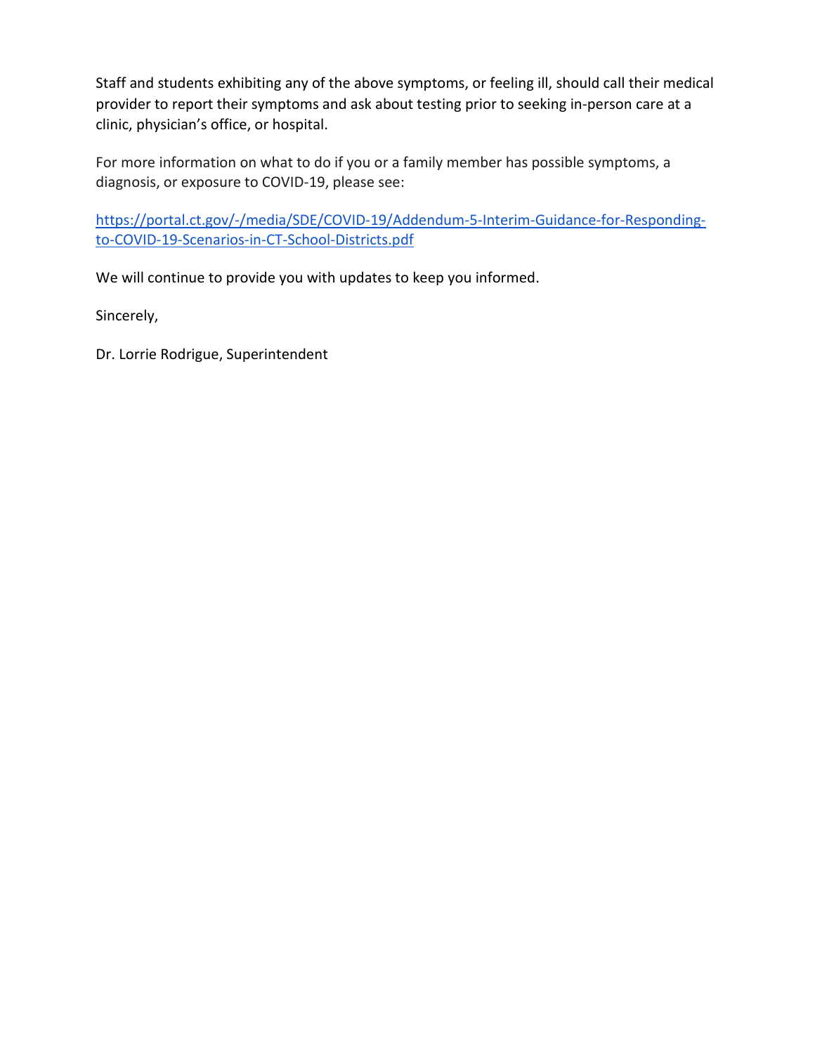Staff and students exhibiting any of the above symptoms, or feeling ill, should call their medical provider to report their symptoms and ask about testing prior to seeking in-person care at a clinic, physician's office, or hospital.

For more information on what to do if you or a family member has possible symptoms, a diagnosis, or exposure to COVID-19, please see:

[https://portal.ct.gov/-/media/SDE/COVID-19/Addendum-5-Interim-Guidance-for-Responding-to-COVID-19-Scenarios-in-CT-School-Districts.pdf](https://portal.ct.gov/-/media/SDE/COVID-19/Addendum-5-Interim-Guidance-for-Responding-to-COVID-19-Scenarios-in-CT-School-Districts.pdf)

We will continue to provide you with updates to keep you informed.

Sincerely,

Dr. Lorrie Rodrigue, Superintendent